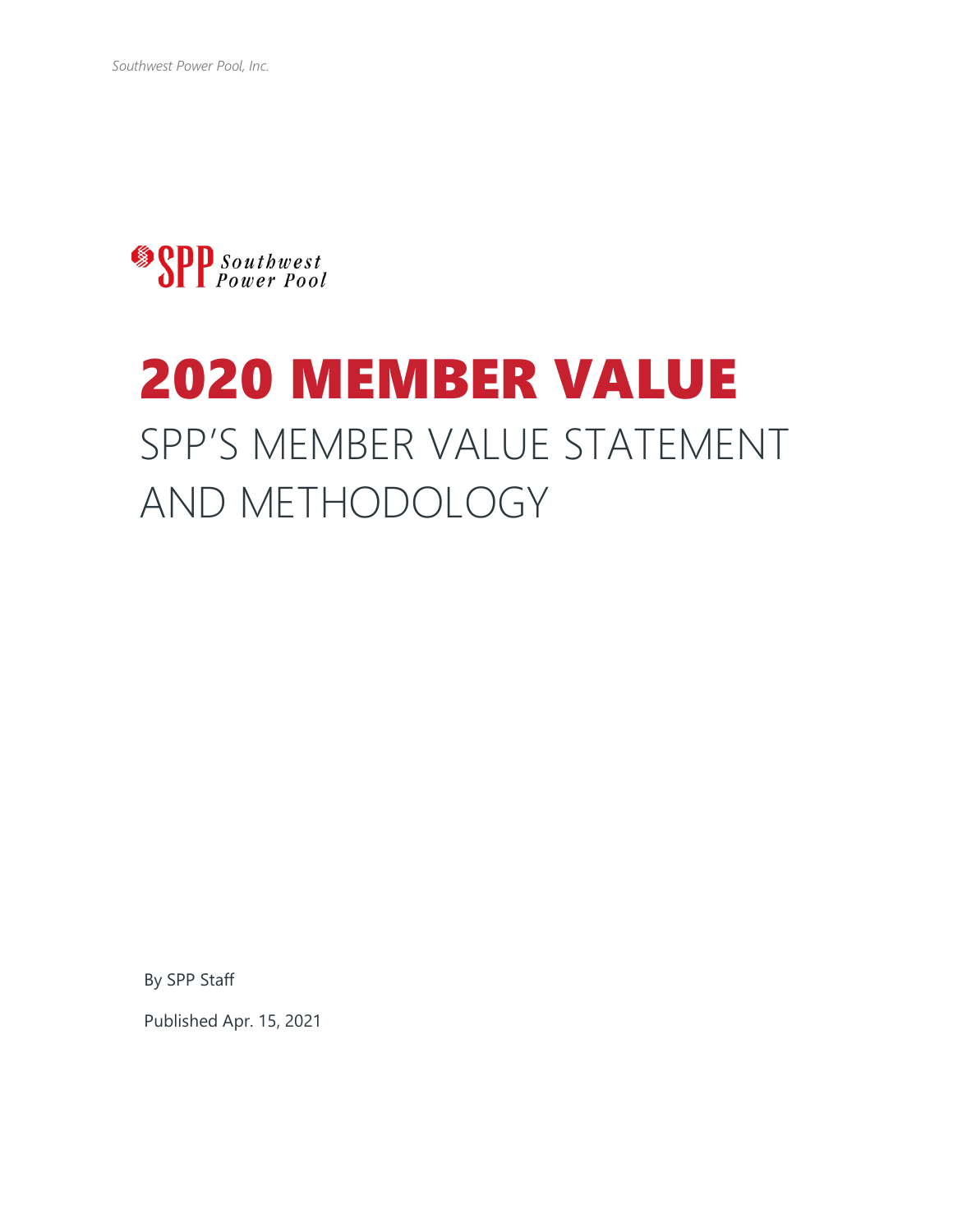Southwest Power Pool, Inc.

SPP Southwest Power Pool

# 2020 MEMBER VALUE

## SPP'S MEMBER VALUE STATEMENT AND METHODOLOGY

By SPP Staff

Published Apr. 15, 2021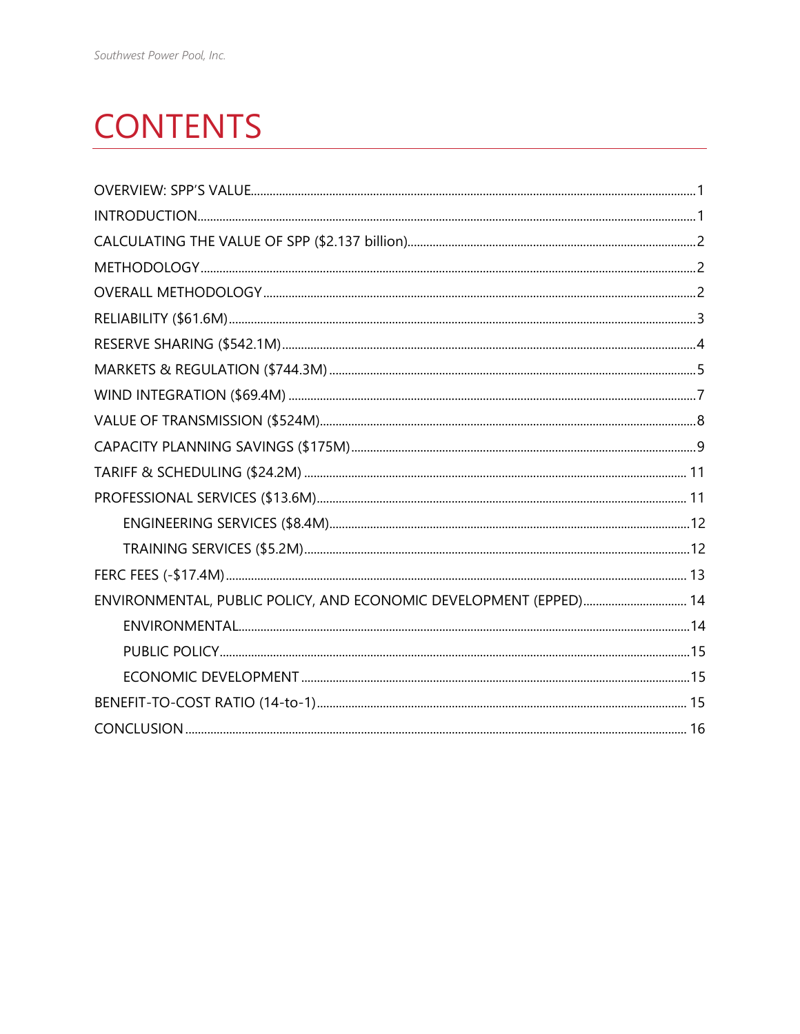# CONTENTS

- OVERVIEW: SPP'S VALUE ........ 1
- INTRODUCTION ........ 1
- CALCULATING THE VALUE OF SPP ($2.137 billion) ........ 2
- METHODOLOGY ........ 2
- OVERALL METHODOLOGY ........ 2
- RELIABILITY ($61.6M) ........ 3
- RESERVE SHARING ($542.1M) ........ 4
- MARKETS & REGULATION ($744.3M) ........ 5
- WIND INTEGRATION ($69.4M) ........ 7
- VALUE OF TRANSMISSION ($524M) ........ 8
- CAPACITY PLANNING SAVINGS ($175M) ........ 9
- TARIFF & SCHEDULING ($24.2M) ........ 11
- PROFESSIONAL SERVICES ($13.6M) ........ 11
  - ENGINEERING SERVICES ($8.4M) ........ 12
  - TRAINING SERVICES ($5.2M) ........ 12
- FERC FEES (-$17.4M) ........ 13
- ENVIRONMENTAL, PUBLIC POLICY, AND ECONOMIC DEVELOPMENT (EPPED) ........ 14
  - ENVIRONMENTAL ........ 14
  - PUBLIC POLICY ........ 15
  - ECONOMIC DEVELOPMENT ........ 15
- BENEFIT-TO-COST RATIO (14-to-1) ........ 15
- CONCLUSION ........ 16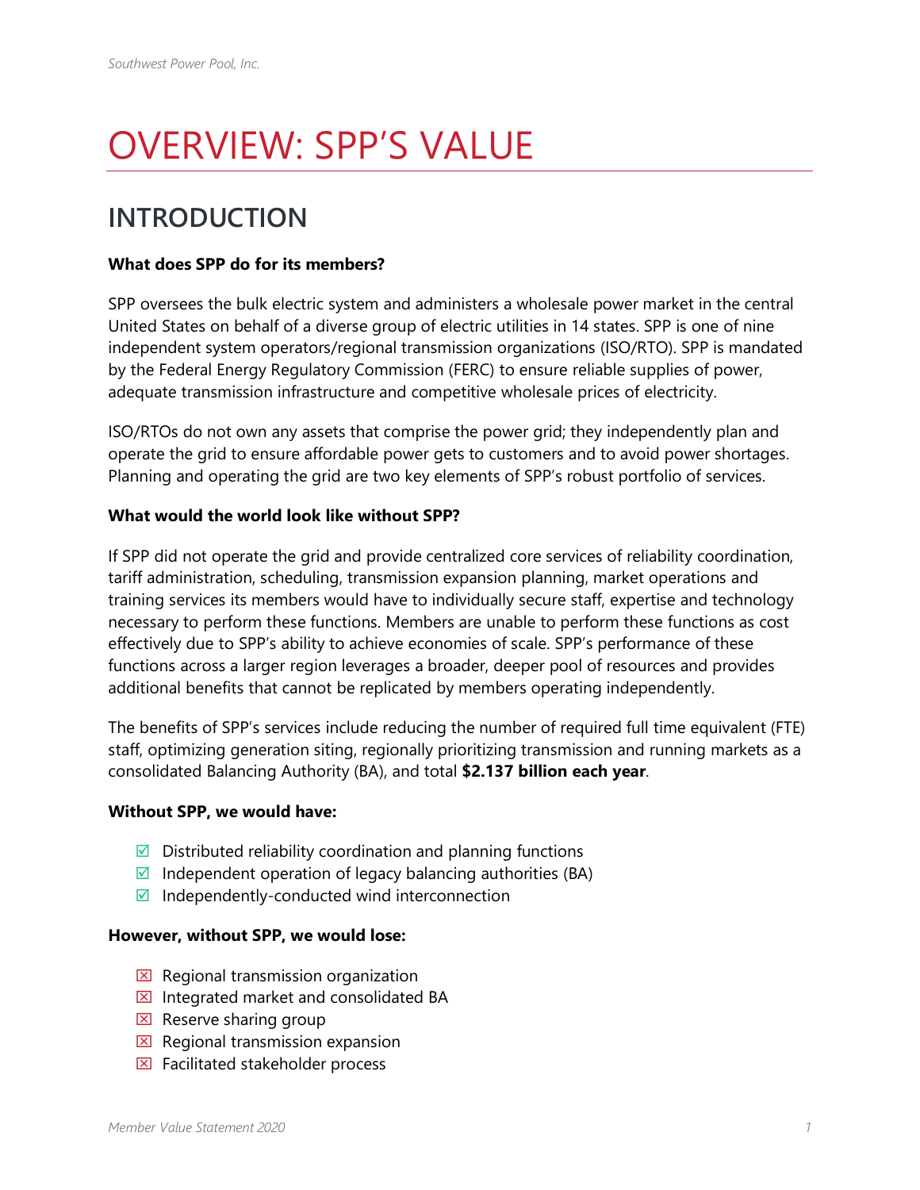# OVERVIEW: SPP'S VALUE

## INTRODUCTION

**What does SPP do for its members?**

SPP oversees the bulk electric system and administers a wholesale power market in the central United States on behalf of a diverse group of electric utilities in 14 states. SPP is one of nine independent system operators/regional transmission organizations (ISO/RTO). SPP is mandated by the Federal Energy Regulatory Commission (FERC) to ensure reliable supplies of power, adequate transmission infrastructure and competitive wholesale prices of electricity.

ISO/RTOs do not own any assets that comprise the power grid; they independently plan and operate the grid to ensure affordable power gets to customers and to avoid power shortages. Planning and operating the grid are two key elements of SPP's robust portfolio of services.

**What would the world look like without SPP?**

If SPP did not operate the grid and provide centralized core services of reliability coordination, tariff administration, scheduling, transmission expansion planning, market operations and training services its members would have to individually secure staff, expertise and technology necessary to perform these functions. Members are unable to perform these functions as cost effectively due to SPP's ability to achieve economies of scale. SPP's performance of these functions across a larger region leverages a broader, deeper pool of resources and provides additional benefits that cannot be replicated by members operating independently.

The benefits of SPP's services include reducing the number of required full time equivalent (FTE) staff, optimizing generation siting, regionally prioritizing transmission and running markets as a consolidated Balancing Authority (BA), and total **$2.137 billion each year**.

**Without SPP, we would have:**

- ☑ Distributed reliability coordination and planning functions
- ☑ Independent operation of legacy balancing authorities (BA)
- ☑ Independently-conducted wind interconnection

**However, without SPP, we would lose:**

- ☒ Regional transmission organization
- ☒ Integrated market and consolidated BA
- ☒ Reserve sharing group
- ☒ Regional transmission expansion
- ☒ Facilitated stakeholder process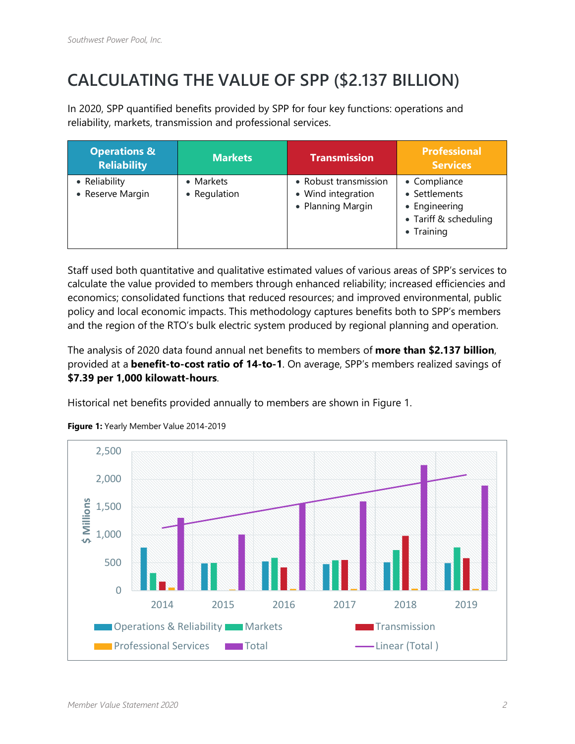# CALCULATING THE VALUE OF SPP ($2.137 BILLION)

In 2020, SPP quantified benefits provided by SPP for four key functions: operations and reliability, markets, transmission and professional services.

| Operations & Reliability | Markets | Transmission | Professional Services |
|---|---|---|---|
| • Reliability<br>• Reserve Margin | • Markets<br>• Regulation | • Robust transmission<br>• Wind integration<br>• Planning Margin | • Compliance<br>• Settlements<br>• Engineering<br>• Tariff & scheduling<br>• Training |

Staff used both quantitative and qualitative estimated values of various areas of SPP's services to calculate the value provided to members through enhanced reliability; increased efficiencies and economics; consolidated functions that reduced resources; and improved environmental, public policy and local economic impacts. This methodology captures benefits both to SPP's members and the region of the RTO's bulk electric system produced by regional planning and operation.

The analysis of 2020 data found annual net benefits to members of **more than $2.137 billion**, provided at a **benefit-to-cost ratio of 14-to-1**. On average, SPP's members realized savings of **$7.39 per 1,000 kilowatt-hours**.

Historical net benefits provided annually to members are shown in Figure 1.

**Figure 1:** Yearly Member Value 2014-2019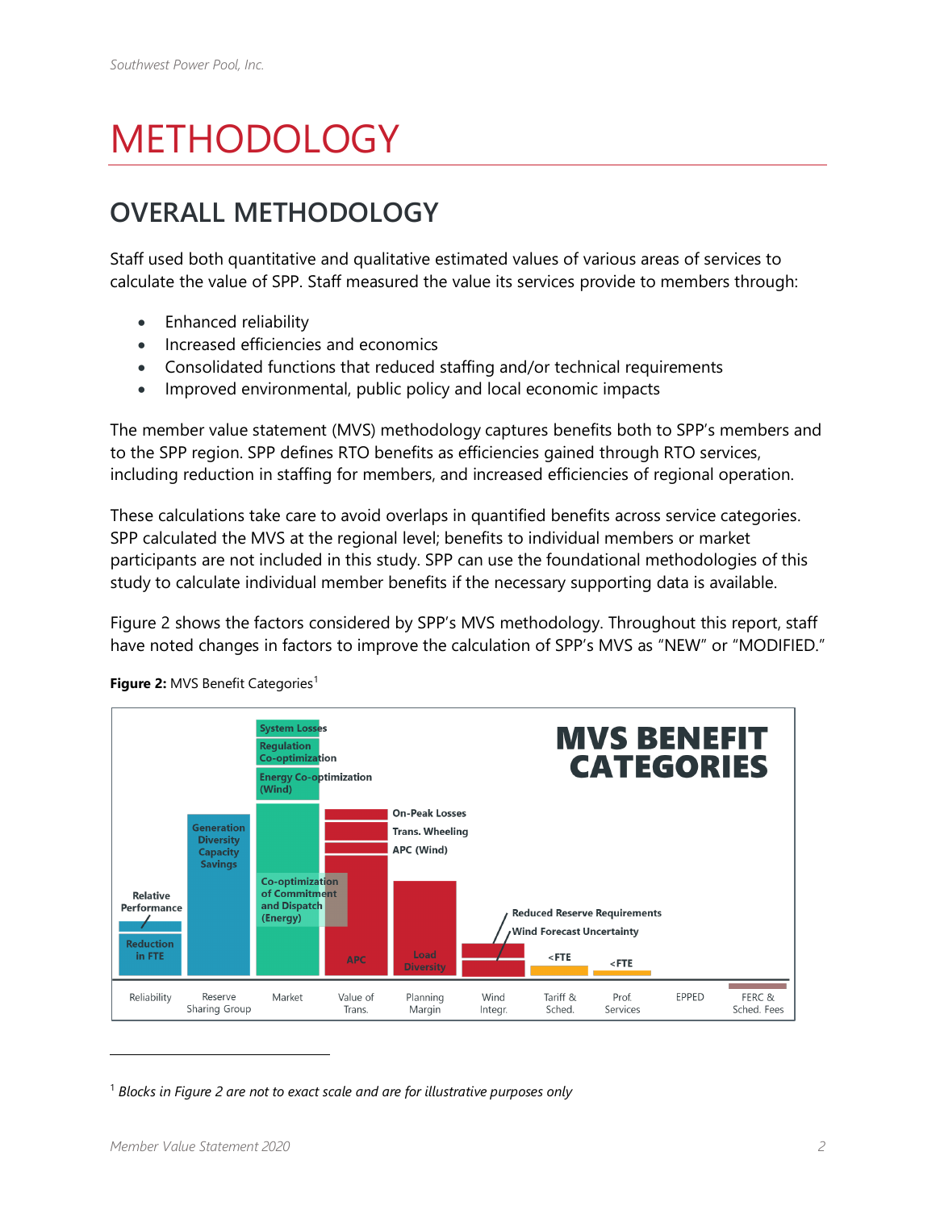# METHODOLOGY

## OVERALL METHODOLOGY

Staff used both quantitative and qualitative estimated values of various areas of services to calculate the value of SPP. Staff measured the value its services provide to members through:

- Enhanced reliability
- Increased efficiencies and economics
- Consolidated functions that reduced staffing and/or technical requirements
- Improved environmental, public policy and local economic impacts

The member value statement (MVS) methodology captures benefits both to SPP's members and to the SPP region. SPP defines RTO benefits as efficiencies gained through RTO services, including reduction in staffing for members, and increased efficiencies of regional operation.

These calculations take care to avoid overlaps in quantified benefits across service categories. SPP calculated the MVS at the regional level; benefits to individual members or market participants are not included in this study. SPP can use the foundational methodologies of this study to calculate individual member benefits if the necessary supporting data is available.

Figure 2 shows the factors considered by SPP's MVS methodology. Throughout this report, staff have noted changes in factors to improve the calculation of SPP's MVS as "NEW" or "MODIFIED."

**Figure 2:** MVS Benefit Categories[1]

MVS BENEFIT CATEGORIES

- Reliability: Reduction in FTE; Relative Performance
- Reserve Sharing Group: Generation Diversity Capacity Savings
- Market: Co-optimization of Commitment and Dispatch (Energy); Energy Co-optimization (Wind); Regulation Co-optimization; System Losses
- Value of Trans.: APC; APC (Wind); Trans. Wheeling; On-Peak Losses
- Planning Margin: Load Diversity
- Wind Integr.: Wind Forecast Uncertainty; Reduced Reserve Requirements
- Tariff & Sched.: <FTE
- Prof. Services: <FTE
- EPPED
- FERC & Sched. Fees

[1] *Blocks in Figure 2 are not to exact scale and are for illustrative purposes only*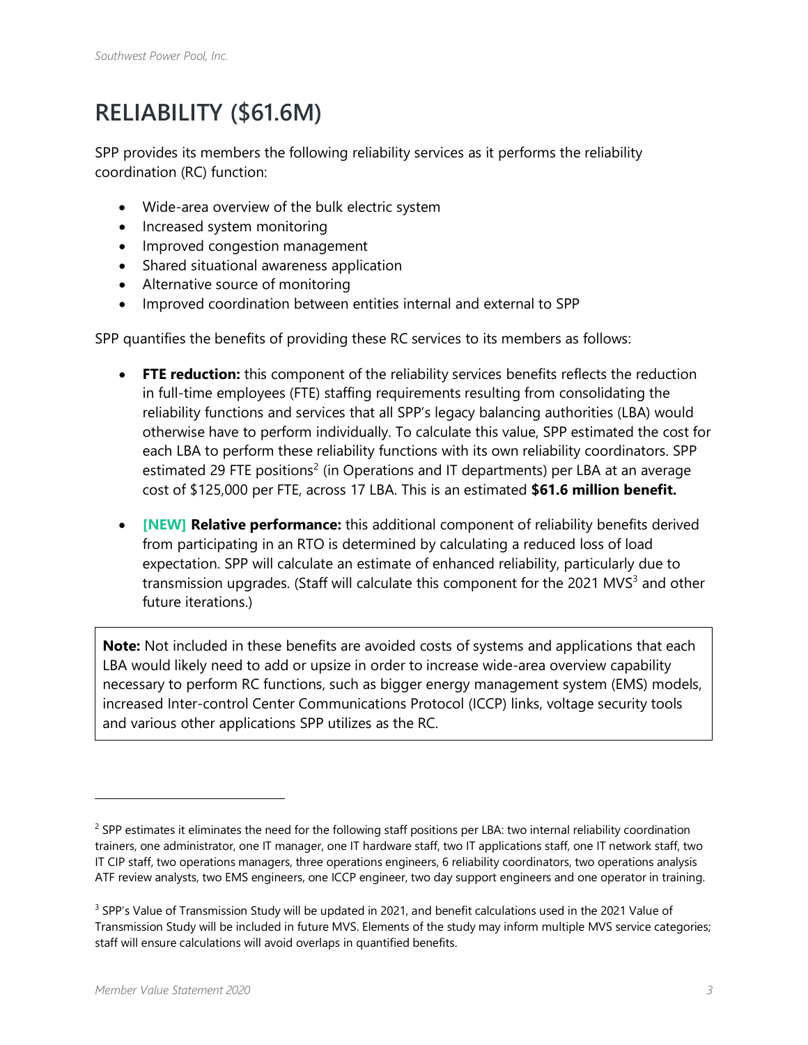# RELIABILITY ($61.6M)

SPP provides its members the following reliability services as it performs the reliability coordination (RC) function:

- Wide-area overview of the bulk electric system
- Increased system monitoring
- Improved congestion management
- Shared situational awareness application
- Alternative source of monitoring
- Improved coordination between entities internal and external to SPP

SPP quantifies the benefits of providing these RC services to its members as follows:

- **FTE reduction:** this component of the reliability services benefits reflects the reduction in full-time employees (FTE) staffing requirements resulting from consolidating the reliability functions and services that all SPP's legacy balancing authorities (LBA) would otherwise have to perform individually. To calculate this value, SPP estimated the cost for each LBA to perform these reliability functions with its own reliability coordinators. SPP estimated 29 FTE positions[2] (in Operations and IT departments) per LBA at an average cost of $125,000 per FTE, across 17 LBA. This is an estimated **$61.6 million benefit.**
- **[NEW] Relative performance:** this additional component of reliability benefits derived from participating in an RTO is determined by calculating a reduced loss of load expectation. SPP will calculate an estimate of enhanced reliability, particularly due to transmission upgrades. (Staff will calculate this component for the 2021 MVS[3] and other future iterations.)

> **Note:** Not included in these benefits are avoided costs of systems and applications that each LBA would likely need to add or upsize in order to increase wide-area overview capability necessary to perform RC functions, such as bigger energy management system (EMS) models, increased Inter-control Center Communications Protocol (ICCP) links, voltage security tools and various other applications SPP utilizes as the RC.

---

[2] SPP estimates it eliminates the need for the following staff positions per LBA: two internal reliability coordination trainers, one administrator, one IT manager, one IT hardware staff, two IT applications staff, one IT network staff, two IT CIP staff, two operations managers, three operations engineers, 6 reliability coordinators, two operations analysis ATF review analysts, two EMS engineers, one ICCP engineer, two day support engineers and one operator in training.

[3] SPP's Value of Transmission Study will be updated in 2021, and benefit calculations used in the 2021 Value of Transmission Study will be included in future MVS. Elements of the study may inform multiple MVS service categories; staff will ensure calculations will avoid overlaps in quantified benefits.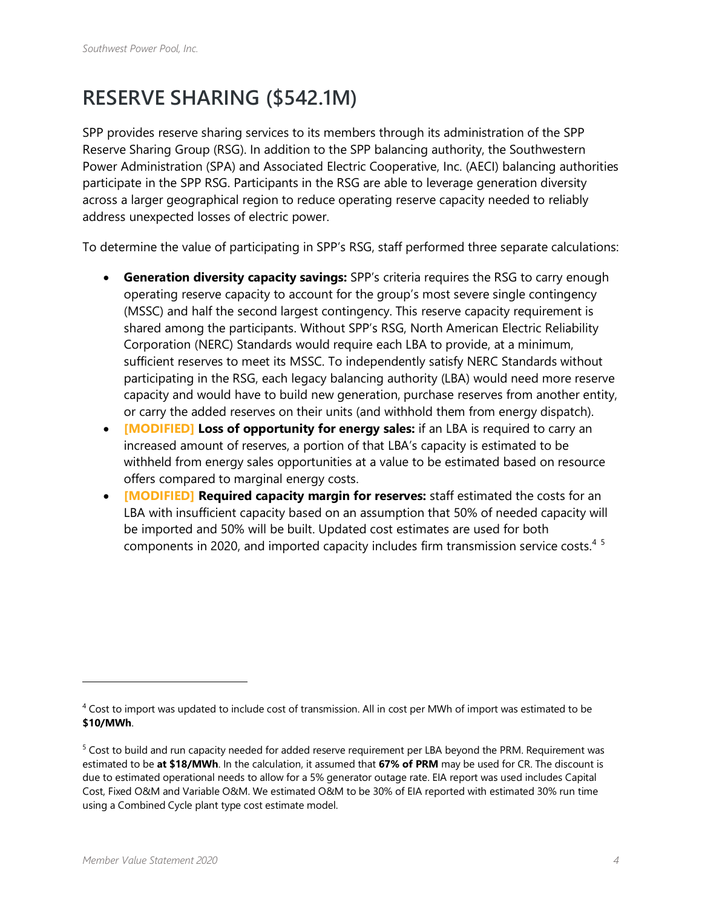# RESERVE SHARING ($542.1M)

SPP provides reserve sharing services to its members through its administration of the SPP Reserve Sharing Group (RSG). In addition to the SPP balancing authority, the Southwestern Power Administration (SPA) and Associated Electric Cooperative, Inc. (AECI) balancing authorities participate in the SPP RSG. Participants in the RSG are able to leverage generation diversity across a larger geographical region to reduce operating reserve capacity needed to reliably address unexpected losses of electric power.

To determine the value of participating in SPP's RSG, staff performed three separate calculations:

- **Generation diversity capacity savings:** SPP's criteria requires the RSG to carry enough operating reserve capacity to account for the group's most severe single contingency (MSSC) and half the second largest contingency. This reserve capacity requirement is shared among the participants. Without SPP's RSG, North American Electric Reliability Corporation (NERC) Standards would require each LBA to provide, at a minimum, sufficient reserves to meet its MSSC. To independently satisfy NERC Standards without participating in the RSG, each legacy balancing authority (LBA) would need more reserve capacity and would have to build new generation, purchase reserves from another entity, or carry the added reserves on their units (and withhold them from energy dispatch).
- **[MODIFIED] Loss of opportunity for energy sales:** if an LBA is required to carry an increased amount of reserves, a portion of that LBA's capacity is estimated to be withheld from energy sales opportunities at a value to be estimated based on resource offers compared to marginal energy costs.
- **[MODIFIED] Required capacity margin for reserves:** staff estimated the costs for an LBA with insufficient capacity based on an assumption that 50% of needed capacity will be imported and 50% will be built. Updated cost estimates are used for both components in 2020, and imported capacity includes firm transmission service costs.[4] [5]

---

[4] Cost to import was updated to include cost of transmission. All in cost per MWh of import was estimated to be **$10/MWh**.

[5] Cost to build and run capacity needed for added reserve requirement per LBA beyond the PRM. Requirement was estimated to be **at $18/MWh**. In the calculation, it assumed that **67% of PRM** may be used for CR. The discount is due to estimated operational needs to allow for a 5% generator outage rate. EIA report was used includes Capital Cost, Fixed O&M and Variable O&M. We estimated O&M to be 30% of EIA reported with estimated 30% run time using a Combined Cycle plant type cost estimate model.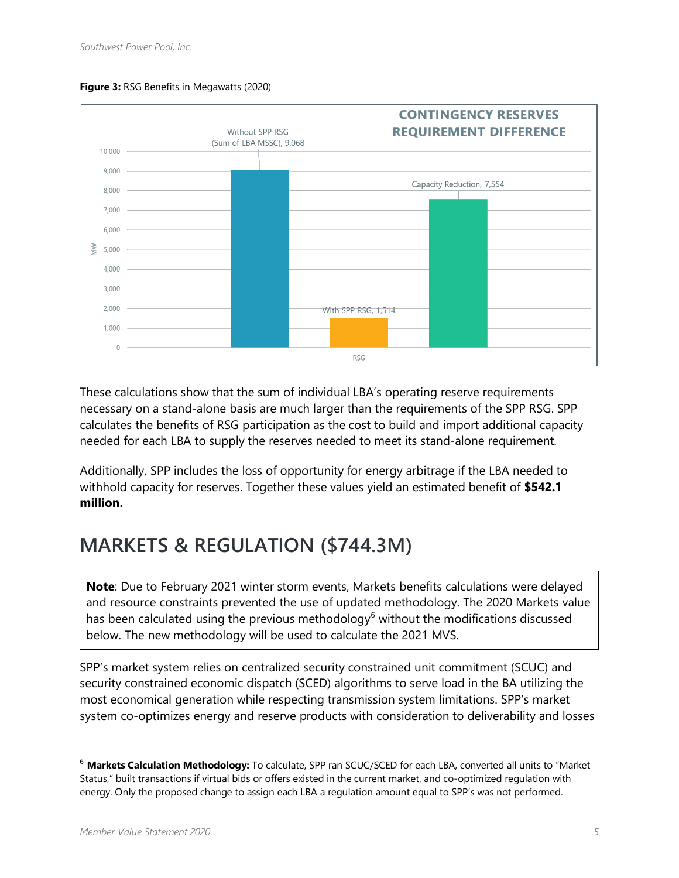**Figure 3:** RSG Benefits in Megawatts (2020)

CONTINGENCY RESERVES REQUIREMENT DIFFERENCE

| RSG | MW |
| --- | --- |
| Without SPP RSG (Sum of LBA MSSC) | 9,068 |
| With SPP RSG | 1,514 |
| Capacity Reduction | 7,554 |

These calculations show that the sum of individual LBA's operating reserve requirements necessary on a stand-alone basis are much larger than the requirements of the SPP RSG. SPP calculates the benefits of RSG participation as the cost to build and import additional capacity needed for each LBA to supply the reserves needed to meet its stand-alone requirement.

Additionally, SPP includes the loss of opportunity for energy arbitrage if the LBA needed to withhold capacity for reserves. Together these values yield an estimated benefit of **$542.1 million.**

# MARKETS & REGULATION ($744.3M)

> **Note**: Due to February 2021 winter storm events, Markets benefits calculations were delayed and resource constraints prevented the use of updated methodology. The 2020 Markets value has been calculated using the previous methodology[6] without the modifications discussed below. The new methodology will be used to calculate the 2021 MVS.

SPP's market system relies on centralized security constrained unit commitment (SCUC) and security constrained economic dispatch (SCED) algorithms to serve load in the BA utilizing the most economical generation while respecting transmission system limitations. SPP's market system co-optimizes energy and reserve products with consideration to deliverability and losses

---

[6] **Markets Calculation Methodology:** To calculate, SPP ran SCUC/SCED for each LBA, converted all units to "Market Status," built transactions if virtual bids or offers existed in the current market, and co-optimized regulation with energy. Only the proposed change to assign each LBA a regulation amount equal to SPP's was not performed.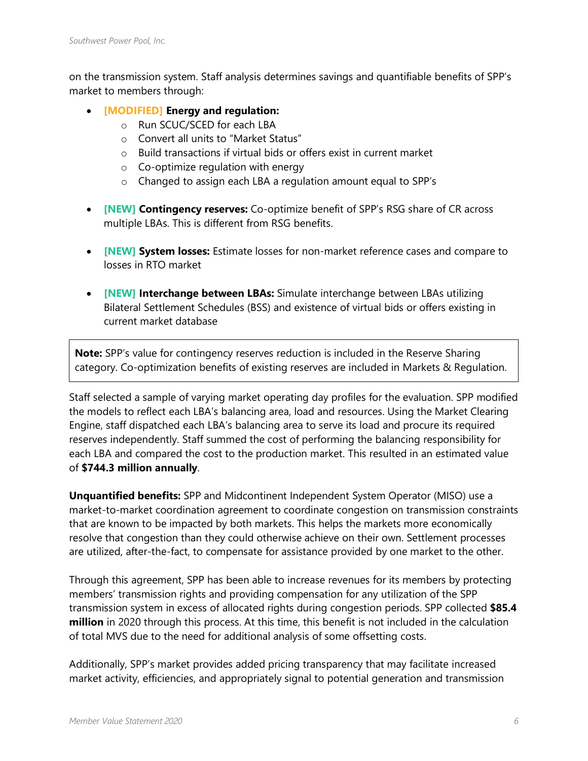on the transmission system. Staff analysis determines savings and quantifiable benefits of SPP's market to members through:

- [MODIFIED] **Energy and regulation:**
  - Run SCUC/SCED for each LBA
  - Convert all units to "Market Status"
  - Build transactions if virtual bids or offers exist in current market
  - Co-optimize regulation with energy
  - Changed to assign each LBA a regulation amount equal to SPP's
- [NEW] **Contingency reserves:** Co-optimize benefit of SPP's RSG share of CR across multiple LBAs. This is different from RSG benefits.
- [NEW] **System losses:** Estimate losses for non-market reference cases and compare to losses in RTO market
- [NEW] **Interchange between LBAs:** Simulate interchange between LBAs utilizing Bilateral Settlement Schedules (BSS) and existence of virtual bids or offers existing in current market database

> **Note:** SPP's value for contingency reserves reduction is included in the Reserve Sharing category. Co-optimization benefits of existing reserves are included in Markets & Regulation.

Staff selected a sample of varying market operating day profiles for the evaluation. SPP modified the models to reflect each LBA's balancing area, load and resources. Using the Market Clearing Engine, staff dispatched each LBA's balancing area to serve its load and procure its required reserves independently. Staff summed the cost of performing the balancing responsibility for each LBA and compared the cost to the production market. This resulted in an estimated value of **$744.3 million annually**.

**Unquantified benefits:** SPP and Midcontinent Independent System Operator (MISO) use a market-to-market coordination agreement to coordinate congestion on transmission constraints that are known to be impacted by both markets. This helps the markets more economically resolve that congestion than they could otherwise achieve on their own. Settlement processes are utilized, after-the-fact, to compensate for assistance provided by one market to the other.

Through this agreement, SPP has been able to increase revenues for its members by protecting members' transmission rights and providing compensation for any utilization of the SPP transmission system in excess of allocated rights during congestion periods. SPP collected **$85.4 million** in 2020 through this process. At this time, this benefit is not included in the calculation of total MVS due to the need for additional analysis of some offsetting costs.

Additionally, SPP's market provides added pricing transparency that may facilitate increased market activity, efficiencies, and appropriately signal to potential generation and transmission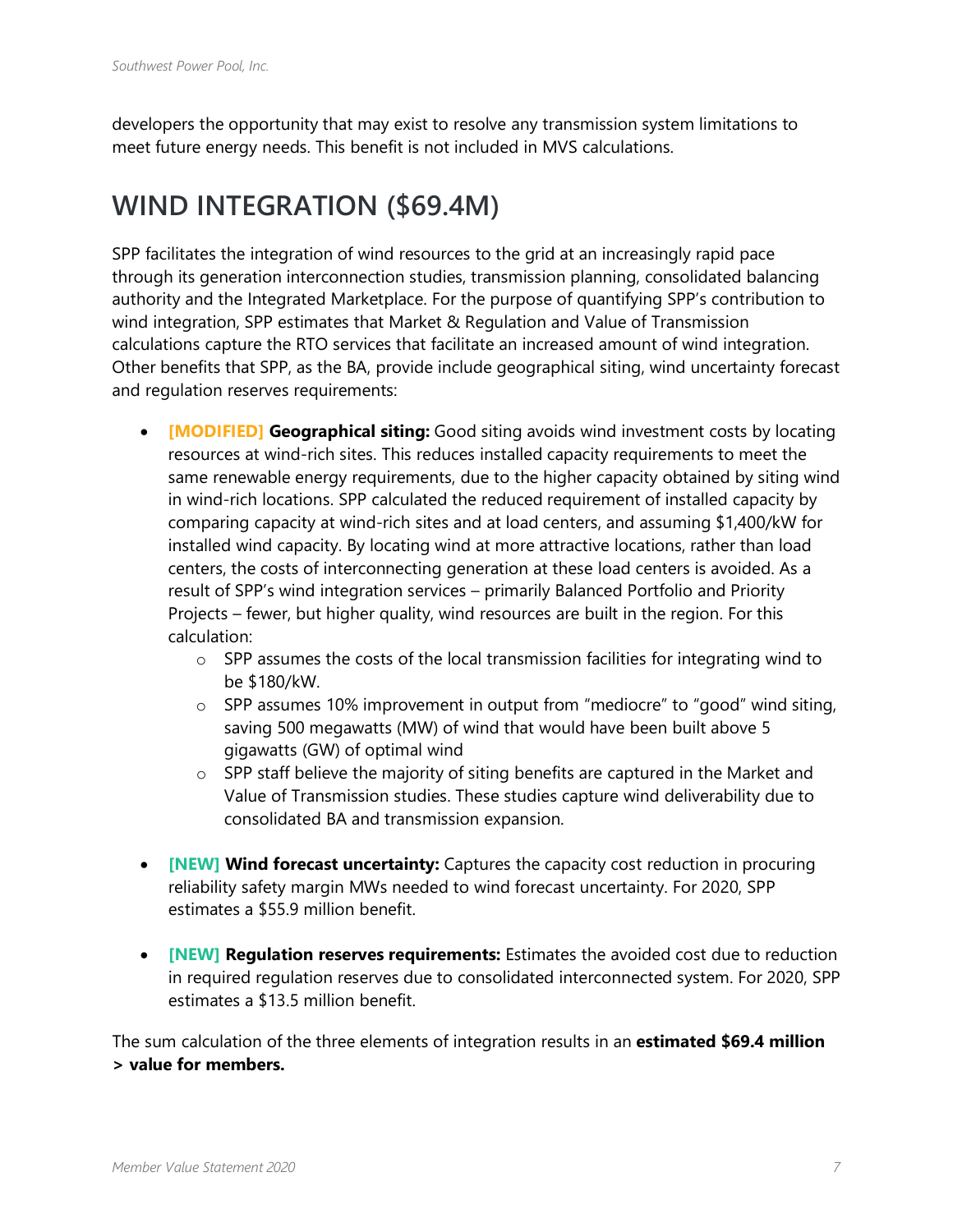developers the opportunity that may exist to resolve any transmission system limitations to meet future energy needs. This benefit is not included in MVS calculations.

## WIND INTEGRATION ($69.4M)

SPP facilitates the integration of wind resources to the grid at an increasingly rapid pace through its generation interconnection studies, transmission planning, consolidated balancing authority and the Integrated Marketplace. For the purpose of quantifying SPP's contribution to wind integration, SPP estimates that Market & Regulation and Value of Transmission calculations capture the RTO services that facilitate an increased amount of wind integration. Other benefits that SPP, as the BA, provide include geographical siting, wind uncertainty forecast and regulation reserves requirements:

- **[MODIFIED] Geographical siting:** Good siting avoids wind investment costs by locating resources at wind-rich sites. This reduces installed capacity requirements to meet the same renewable energy requirements, due to the higher capacity obtained by siting wind in wind-rich locations. SPP calculated the reduced requirement of installed capacity by comparing capacity at wind-rich sites and at load centers, and assuming $1,400/kW for installed wind capacity. By locating wind at more attractive locations, rather than load centers, the costs of interconnecting generation at these load centers is avoided. As a result of SPP's wind integration services – primarily Balanced Portfolio and Priority Projects – fewer, but higher quality, wind resources are built in the region. For this calculation:
    - SPP assumes the costs of the local transmission facilities for integrating wind to be $180/kW.
    - SPP assumes 10% improvement in output from "mediocre" to "good" wind siting, saving 500 megawatts (MW) of wind that would have been built above 5 gigawatts (GW) of optimal wind
    - SPP staff believe the majority of siting benefits are captured in the Market and Value of Transmission studies. These studies capture wind deliverability due to consolidated BA and transmission expansion.

- **[NEW] Wind forecast uncertainty:** Captures the capacity cost reduction in procuring reliability safety margin MWs needed to wind forecast uncertainty. For 2020, SPP estimates a $55.9 million benefit.

- **[NEW] Regulation reserves requirements:** Estimates the avoided cost due to reduction in required regulation reserves due to consolidated interconnected system. For 2020, SPP estimates a $13.5 million benefit.

The sum calculation of the three elements of integration results in an **estimated $69.4 million > value for members.**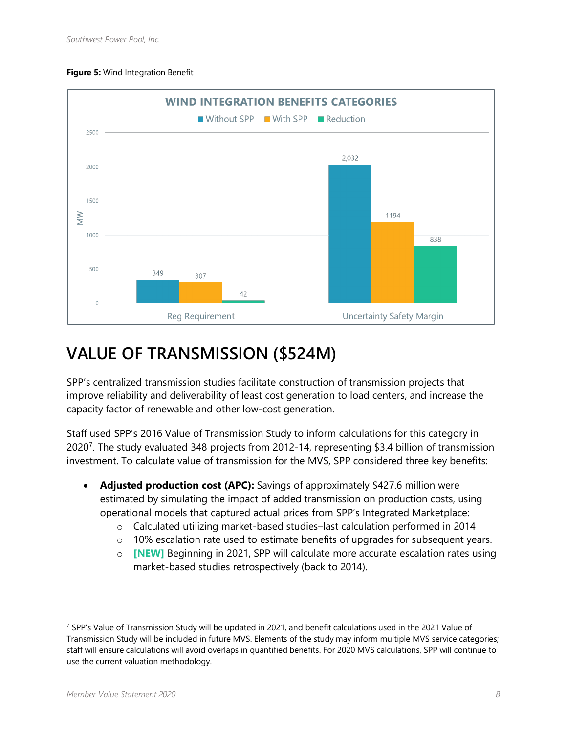**Figure 5:** Wind Integration Benefit

| WIND INTEGRATION BENEFITS CATEGORIES (MW) | Without SPP | With SPP | Reduction |
|---|---|---|---|
| Reg Requirement | 349 | 307 | 42 |
| Uncertainty Safety Margin | 2,032 | 1194 | 838 |

# VALUE OF TRANSMISSION ($524M)

SPP's centralized transmission studies facilitate construction of transmission projects that improve reliability and deliverability of least cost generation to load centers, and increase the capacity factor of renewable and other low-cost generation.

Staff used SPP's 2016 Value of Transmission Study to inform calculations for this category in 2020[7]. The study evaluated 348 projects from 2012-14, representing $3.4 billion of transmission investment. To calculate value of transmission for the MVS, SPP considered three key benefits:

- **Adjusted production cost (APC):** Savings of approximately $427.6 million were estimated by simulating the impact of added transmission on production costs, using operational models that captured actual prices from SPP's Integrated Marketplace:
  - Calculated utilizing market-based studies–last calculation performed in 2014
  - 10% escalation rate used to estimate benefits of upgrades for subsequent years.
  - **[NEW]** Beginning in 2021, SPP will calculate more accurate escalation rates using market-based studies retrospectively (back to 2014).

[7] SPP's Value of Transmission Study will be updated in 2021, and benefit calculations used in the 2021 Value of Transmission Study will be included in future MVS. Elements of the study may inform multiple MVS service categories; staff will ensure calculations will avoid overlaps in quantified benefits. For 2020 MVS calculations, SPP will continue to use the current valuation methodology.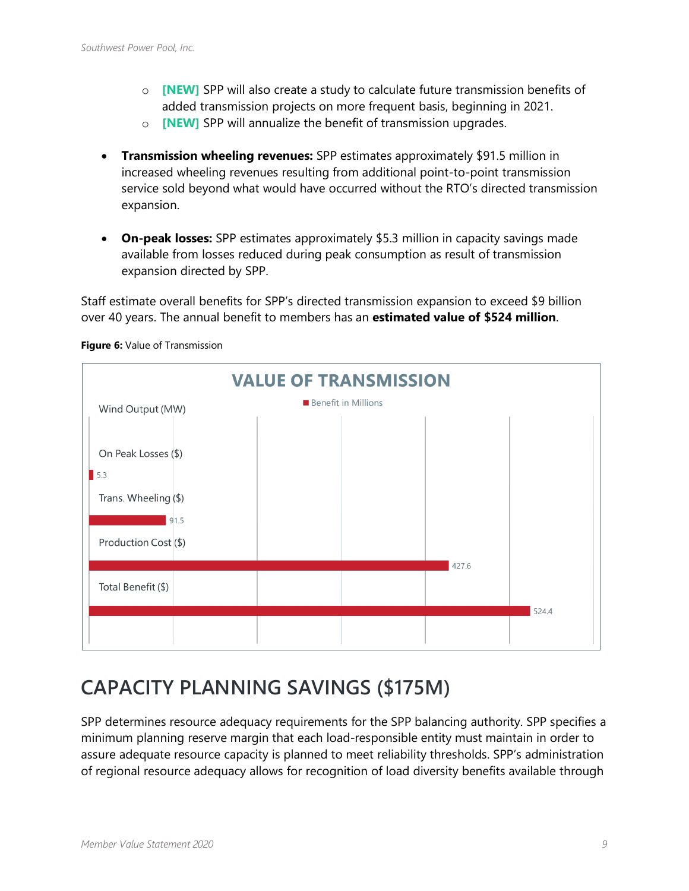- **[NEW]** SPP will also create a study to calculate future transmission benefits of added transmission projects on more frequent basis, beginning in 2021.
  - **[NEW]** SPP will annualize the benefit of transmission upgrades.

- **Transmission wheeling revenues:** SPP estimates approximately $91.5 million in increased wheeling revenues resulting from additional point-to-point transmission service sold beyond what would have occurred without the RTO's directed transmission expansion.

- **On-peak losses:** SPP estimates approximately $5.3 million in capacity savings made available from losses reduced during peak consumption as result of transmission expansion directed by SPP.

Staff estimate overall benefits for SPP's directed transmission expansion to exceed $9 billion over 40 years. The annual benefit to members has an **estimated value of $524 million**.

**Figure 6:** Value of Transmission

**VALUE OF TRANSMISSION**

| | Benefit in Millions |
|---|---|
| Wind Output (MW) | |
| On Peak Losses ($) | 5.3 |
| Trans. Wheeling ($) | 91.5 |
| Production Cost ($) | 427.6 |
| Total Benefit ($) | 524.4 |

# CAPACITY PLANNING SAVINGS ($175M)

SPP determines resource adequacy requirements for the SPP balancing authority. SPP specifies a minimum planning reserve margin that each load-responsible entity must maintain in order to assure adequate resource capacity is planned to meet reliability thresholds. SPP's administration of regional resource adequacy allows for recognition of load diversity benefits available through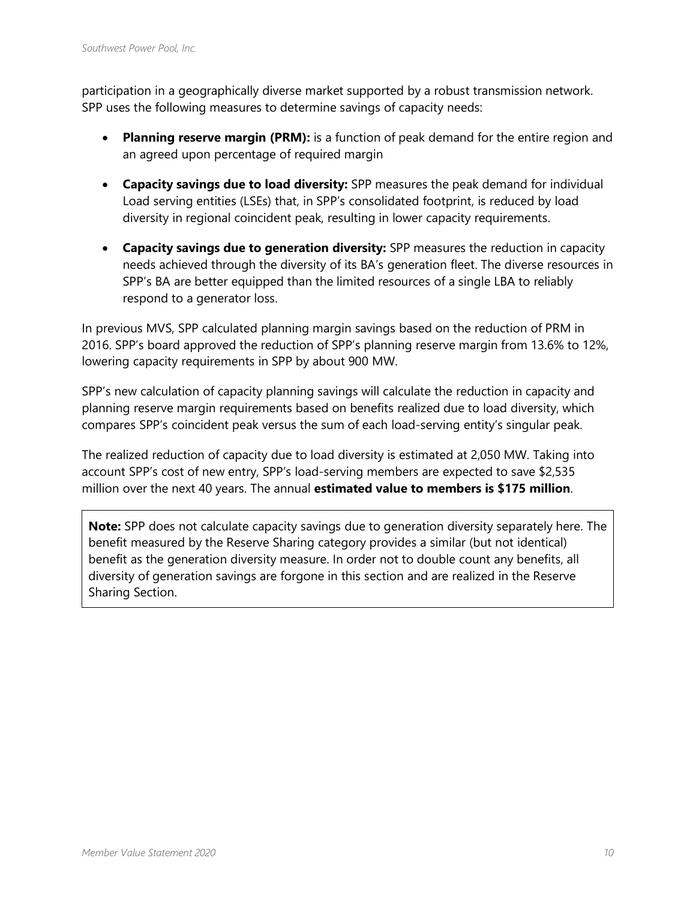participation in a geographically diverse market supported by a robust transmission network. SPP uses the following measures to determine savings of capacity needs:

- **Planning reserve margin (PRM):** is a function of peak demand for the entire region and an agreed upon percentage of required margin
- **Capacity savings due to load diversity:** SPP measures the peak demand for individual Load serving entities (LSEs) that, in SPP's consolidated footprint, is reduced by load diversity in regional coincident peak, resulting in lower capacity requirements.
- **Capacity savings due to generation diversity:** SPP measures the reduction in capacity needs achieved through the diversity of its BA's generation fleet. The diverse resources in SPP's BA are better equipped than the limited resources of a single LBA to reliably respond to a generator loss.

In previous MVS, SPP calculated planning margin savings based on the reduction of PRM in 2016. SPP's board approved the reduction of SPP's planning reserve margin from 13.6% to 12%, lowering capacity requirements in SPP by about 900 MW.

SPP's new calculation of capacity planning savings will calculate the reduction in capacity and planning reserve margin requirements based on benefits realized due to load diversity, which compares SPP's coincident peak versus the sum of each load-serving entity's singular peak.

The realized reduction of capacity due to load diversity is estimated at 2,050 MW. Taking into account SPP's cost of new entry, SPP's load-serving members are expected to save $2,535 million over the next 40 years. The annual **estimated value to members is $175 million**.

> **Note:** SPP does not calculate capacity savings due to generation diversity separately here. The benefit measured by the Reserve Sharing category provides a similar (but not identical) benefit as the generation diversity measure. In order not to double count any benefits, all diversity of generation savings are forgone in this section and are realized in the Reserve Sharing Section.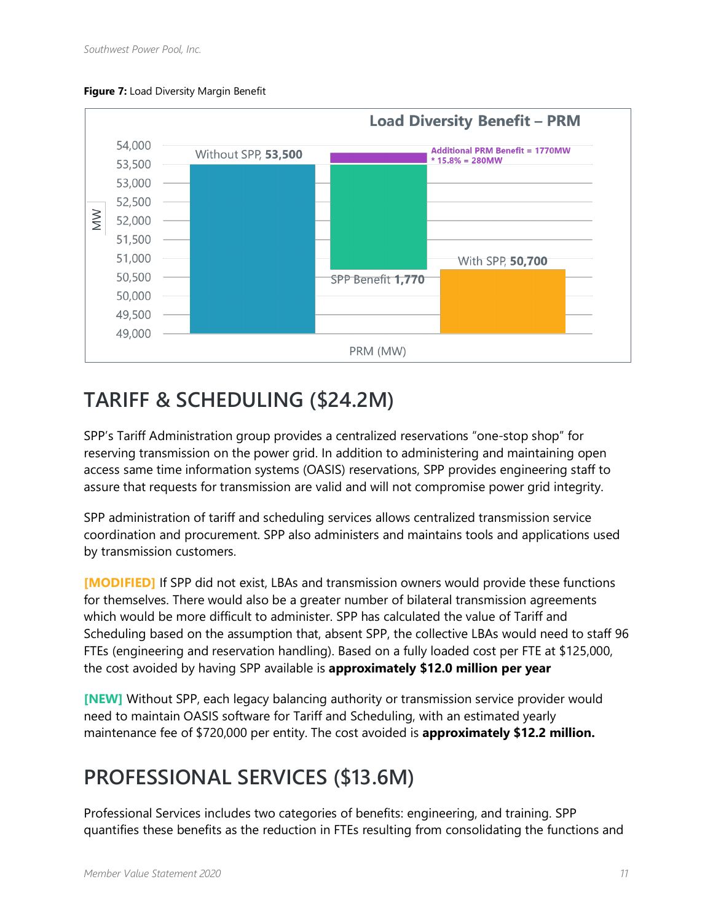**Figure 7:** Load Diversity Margin Benefit

Load Diversity Benefit – PRM

| | MW |
|---|---|
| Without SPP | 53,500 |
| SPP Benefit | 1,770 |
| With SPP | 50,700 |

Additional PRM Benefit = 1770MW * 15.8% = 280MW

PRM (MW)

## TARIFF & SCHEDULING ($24.2M)

SPP's Tariff Administration group provides a centralized reservations "one-stop shop" for reserving transmission on the power grid. In addition to administering and maintaining open access same time information systems (OASIS) reservations, SPP provides engineering staff to assure that requests for transmission are valid and will not compromise power grid integrity.

SPP administration of tariff and scheduling services allows centralized transmission service coordination and procurement. SPP also administers and maintains tools and applications used by transmission customers.

**[MODIFIED]** If SPP did not exist, LBAs and transmission owners would provide these functions for themselves. There would also be a greater number of bilateral transmission agreements which would be more difficult to administer. SPP has calculated the value of Tariff and Scheduling based on the assumption that, absent SPP, the collective LBAs would need to staff 96 FTEs (engineering and reservation handling). Based on a fully loaded cost per FTE at $125,000, the cost avoided by having SPP available is **approximately $12.0 million per year**

**[NEW]** Without SPP, each legacy balancing authority or transmission service provider would need to maintain OASIS software for Tariff and Scheduling, with an estimated yearly maintenance fee of $720,000 per entity. The cost avoided is **approximately $12.2 million.**

## PROFESSIONAL SERVICES ($13.6M)

Professional Services includes two categories of benefits: engineering, and training. SPP quantifies these benefits as the reduction in FTEs resulting from consolidating the functions and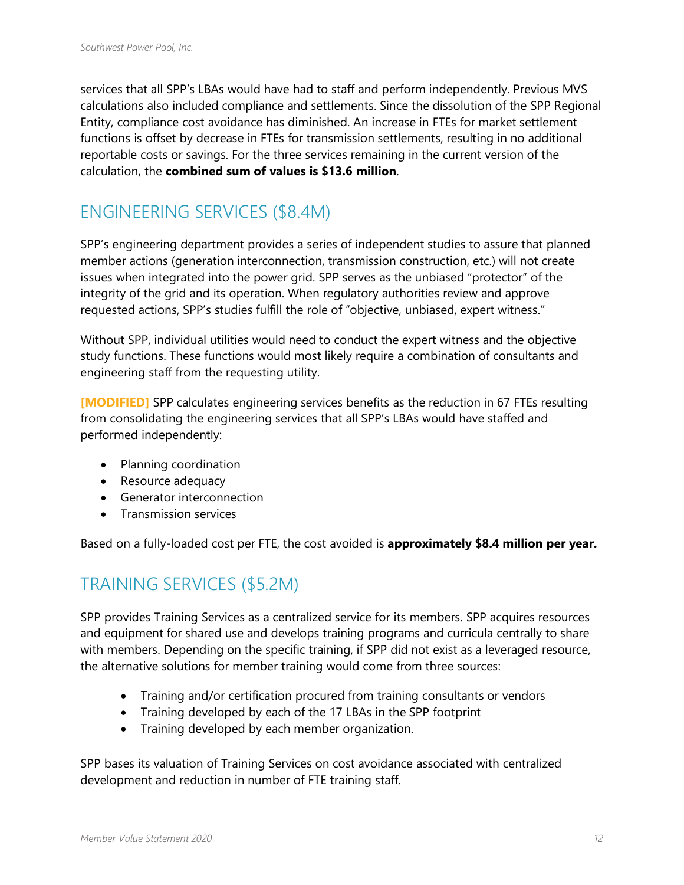services that all SPP's LBAs would have had to staff and perform independently. Previous MVS calculations also included compliance and settlements. Since the dissolution of the SPP Regional Entity, compliance cost avoidance has diminished. An increase in FTEs for market settlement functions is offset by decrease in FTEs for transmission settlements, resulting in no additional reportable costs or savings. For the three services remaining in the current version of the calculation, the **combined sum of values is $13.6 million**.

## ENGINEERING SERVICES ($8.4M)

SPP's engineering department provides a series of independent studies to assure that planned member actions (generation interconnection, transmission construction, etc.) will not create issues when integrated into the power grid. SPP serves as the unbiased "protector" of the integrity of the grid and its operation. When regulatory authorities review and approve requested actions, SPP's studies fulfill the role of "objective, unbiased, expert witness."

Without SPP, individual utilities would need to conduct the expert witness and the objective study functions. These functions would most likely require a combination of consultants and engineering staff from the requesting utility.

**[MODIFIED]** SPP calculates engineering services benefits as the reduction in 67 FTEs resulting from consolidating the engineering services that all SPP's LBAs would have staffed and performed independently:

- Planning coordination
- Resource adequacy
- Generator interconnection
- Transmission services

Based on a fully-loaded cost per FTE, the cost avoided is **approximately $8.4 million per year.**

## TRAINING SERVICES ($5.2M)

SPP provides Training Services as a centralized service for its members. SPP acquires resources and equipment for shared use and develops training programs and curricula centrally to share with members. Depending on the specific training, if SPP did not exist as a leveraged resource, the alternative solutions for member training would come from three sources:

- Training and/or certification procured from training consultants or vendors
- Training developed by each of the 17 LBAs in the SPP footprint
- Training developed by each member organization.

SPP bases its valuation of Training Services on cost avoidance associated with centralized development and reduction in number of FTE training staff.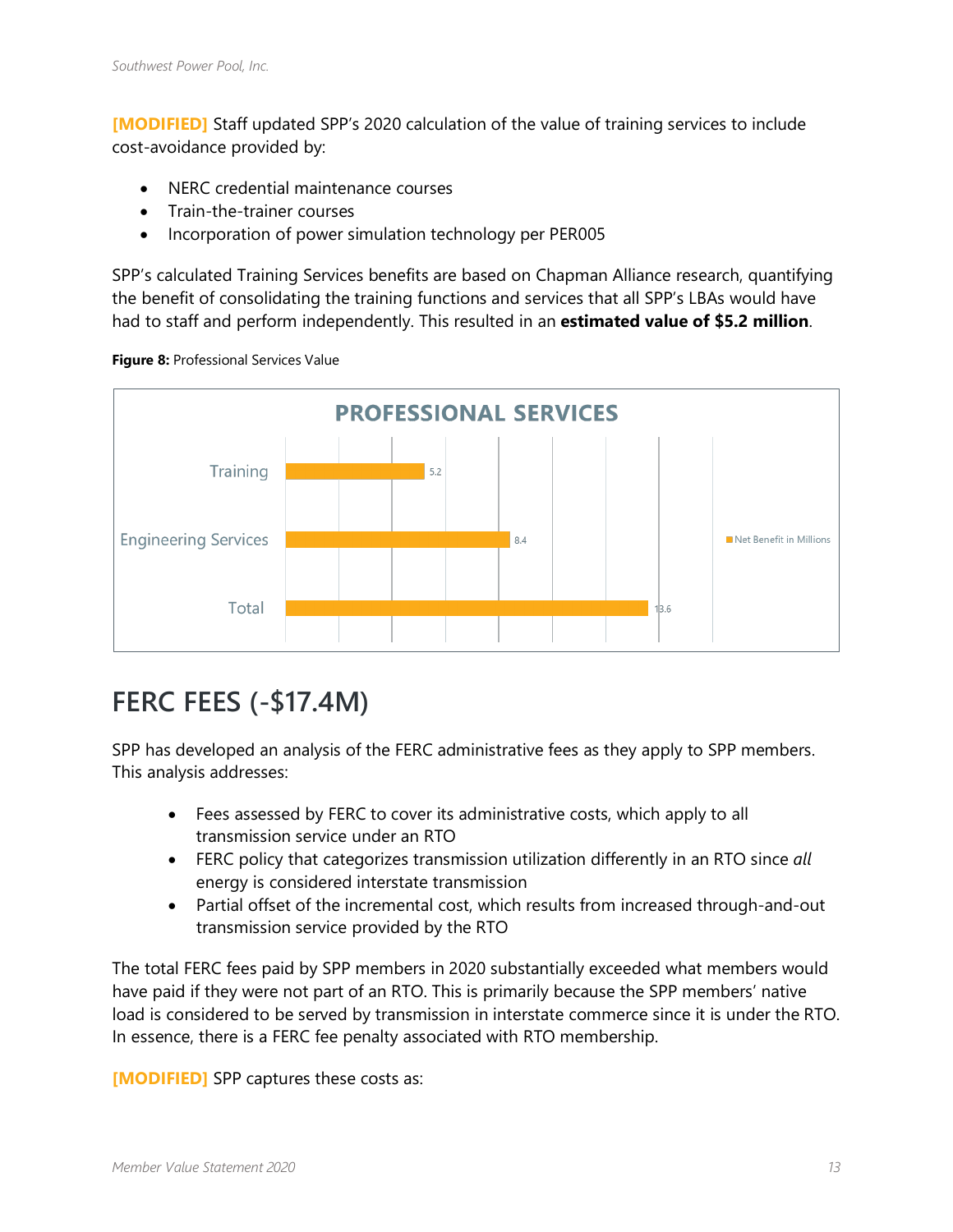**[MODIFIED]** Staff updated SPP's 2020 calculation of the value of training services to include cost-avoidance provided by:

- NERC credential maintenance courses
- Train-the-trainer courses
- Incorporation of power simulation technology per PER005

SPP's calculated Training Services benefits are based on Chapman Alliance research, quantifying the benefit of consolidating the training functions and services that all SPP's LBAs would have had to staff and perform independently. This resulted in an **estimated value of $5.2 million**.

**Figure 8:** Professional Services Value

| PROFESSIONAL SERVICES | Net Benefit in Millions |
|---|---|
| Training | 5.2 |
| Engineering Services | 8.4 |
| Total | 13.6 |

## FERC FEES (-$17.4M)

SPP has developed an analysis of the FERC administrative fees as they apply to SPP members. This analysis addresses:

- Fees assessed by FERC to cover its administrative costs, which apply to all transmission service under an RTO
- FERC policy that categorizes transmission utilization differently in an RTO since *all* energy is considered interstate transmission
- Partial offset of the incremental cost, which results from increased through-and-out transmission service provided by the RTO

The total FERC fees paid by SPP members in 2020 substantially exceeded what members would have paid if they were not part of an RTO. This is primarily because the SPP members' native load is considered to be served by transmission in interstate commerce since it is under the RTO. In essence, there is a FERC fee penalty associated with RTO membership.

**[MODIFIED]** SPP captures these costs as: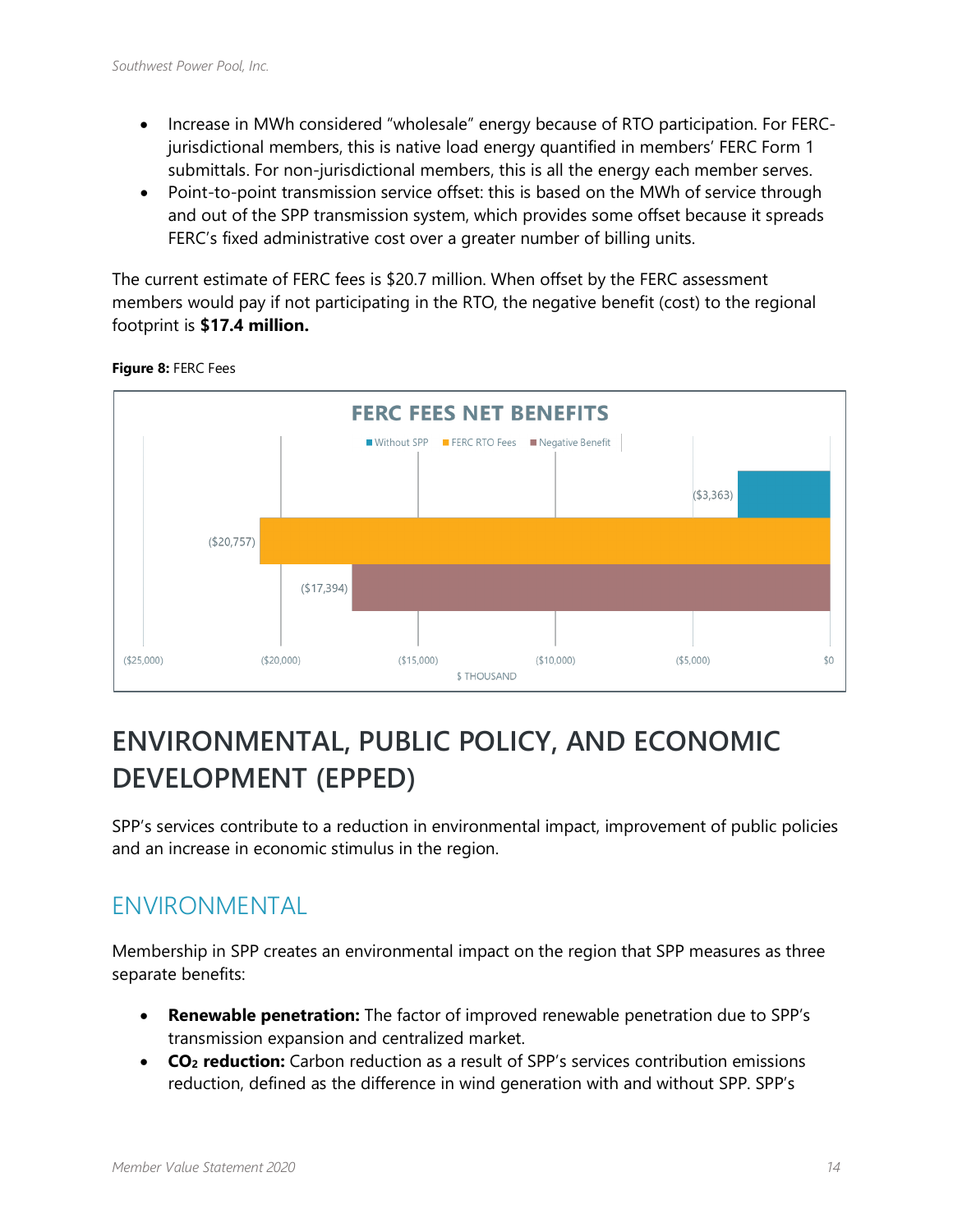- Increase in MWh considered "wholesale" energy because of RTO participation. For FERC-jurisdictional members, this is native load energy quantified in members' FERC Form 1 submittals. For non-jurisdictional members, this is all the energy each member serves.
- Point-to-point transmission service offset: this is based on the MWh of service through and out of the SPP transmission system, which provides some offset because it spreads FERC's fixed administrative cost over a greater number of billing units.

The current estimate of FERC fees is $20.7 million. When offset by the FERC assessment members would pay if not participating in the RTO, the negative benefit (cost) to the regional footprint is **$17.4 million.**

**Figure 8:** FERC Fees

FERC FEES NET BENEFITS

| Category | $ Thousand |
| --- | --- |
| Without SPP | ($3,363) |
| FERC RTO Fees | ($20,757) |
| Negative Benefit | ($17,394) |

# ENVIRONMENTAL, PUBLIC POLICY, AND ECONOMIC DEVELOPMENT (EPPED)

SPP's services contribute to a reduction in environmental impact, improvement of public policies and an increase in economic stimulus in the region.

## ENVIRONMENTAL

Membership in SPP creates an environmental impact on the region that SPP measures as three separate benefits:

- **Renewable penetration:** The factor of improved renewable penetration due to SPP's transmission expansion and centralized market.
- **$CO_2$ reduction:** Carbon reduction as a result of SPP's services contribution emissions reduction, defined as the difference in wind generation with and without SPP. SPP's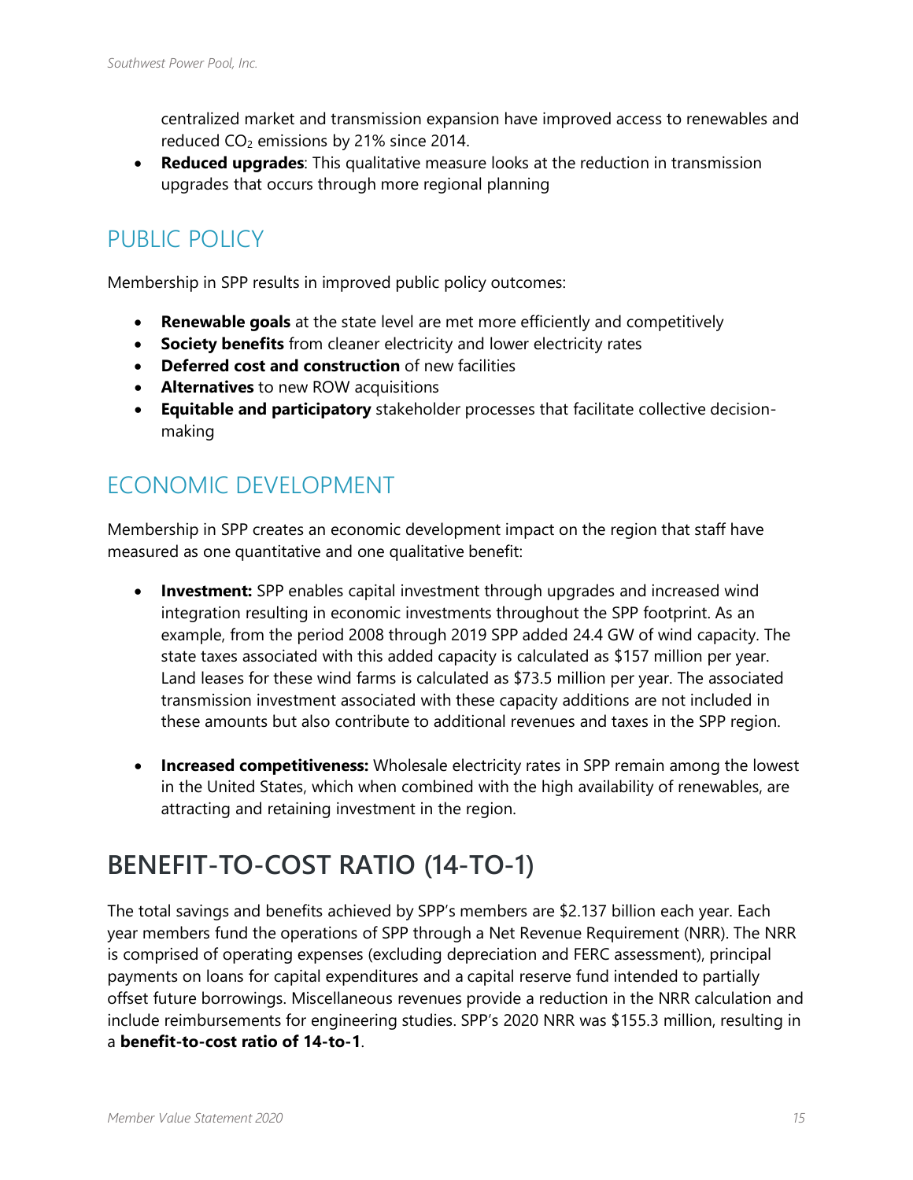centralized market and transmission expansion have improved access to renewables and reduced $CO_2$ emissions by 21% since 2014.

- **Reduced upgrades**: This qualitative measure looks at the reduction in transmission upgrades that occurs through more regional planning

## PUBLIC POLICY

Membership in SPP results in improved public policy outcomes:

- **Renewable goals** at the state level are met more efficiently and competitively
- **Society benefits** from cleaner electricity and lower electricity rates
- **Deferred cost and construction** of new facilities
- **Alternatives** to new ROW acquisitions
- **Equitable and participatory** stakeholder processes that facilitate collective decision-making

## ECONOMIC DEVELOPMENT

Membership in SPP creates an economic development impact on the region that staff have measured as one quantitative and one qualitative benefit:

- **Investment:** SPP enables capital investment through upgrades and increased wind integration resulting in economic investments throughout the SPP footprint. As an example, from the period 2008 through 2019 SPP added 24.4 GW of wind capacity. The state taxes associated with this added capacity is calculated as $157 million per year. Land leases for these wind farms is calculated as $73.5 million per year. The associated transmission investment associated with these capacity additions are not included in these amounts but also contribute to additional revenues and taxes in the SPP region.

- **Increased competitiveness:** Wholesale electricity rates in SPP remain among the lowest in the United States, which when combined with the high availability of renewables, are attracting and retaining investment in the region.

# BENEFIT-TO-COST RATIO (14-TO-1)

The total savings and benefits achieved by SPP's members are $2.137 billion each year. Each year members fund the operations of SPP through a Net Revenue Requirement (NRR). The NRR is comprised of operating expenses (excluding depreciation and FERC assessment), principal payments on loans for capital expenditures and a capital reserve fund intended to partially offset future borrowings. Miscellaneous revenues provide a reduction in the NRR calculation and include reimbursements for engineering studies. SPP's 2020 NRR was $155.3 million, resulting in a **benefit-to-cost ratio of 14-to-1**.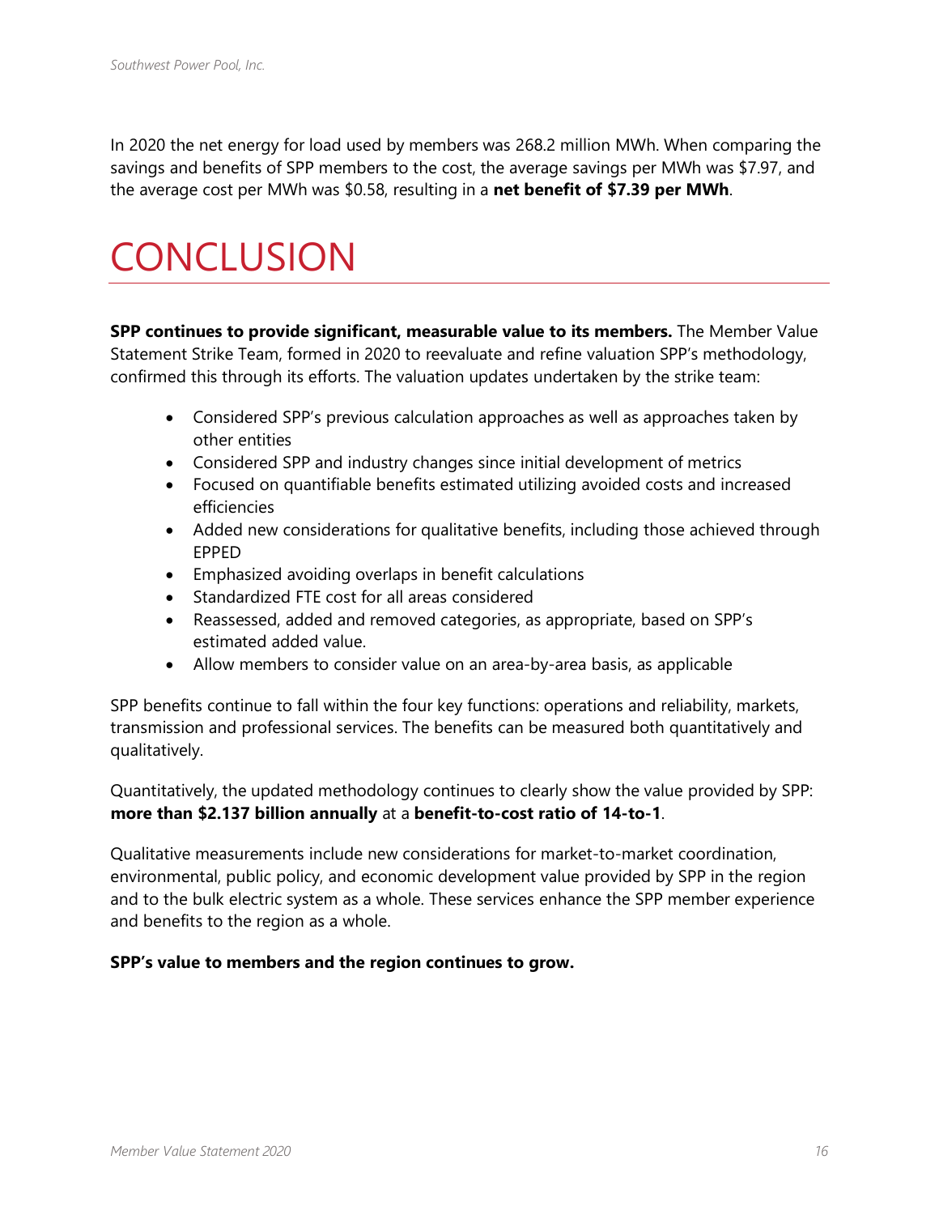In 2020 the net energy for load used by members was 268.2 million MWh. When comparing the savings and benefits of SPP members to the cost, the average savings per MWh was $7.97, and the average cost per MWh was $0.58, resulting in a **net benefit of $7.39 per MWh**.

# CONCLUSION

**SPP continues to provide significant, measurable value to its members.** The Member Value Statement Strike Team, formed in 2020 to reevaluate and refine valuation SPP's methodology, confirmed this through its efforts. The valuation updates undertaken by the strike team:

- Considered SPP's previous calculation approaches as well as approaches taken by other entities
- Considered SPP and industry changes since initial development of metrics
- Focused on quantifiable benefits estimated utilizing avoided costs and increased efficiencies
- Added new considerations for qualitative benefits, including those achieved through EPPED
- Emphasized avoiding overlaps in benefit calculations
- Standardized FTE cost for all areas considered
- Reassessed, added and removed categories, as appropriate, based on SPP's estimated added value.
- Allow members to consider value on an area-by-area basis, as applicable

SPP benefits continue to fall within the four key functions: operations and reliability, markets, transmission and professional services. The benefits can be measured both quantitatively and qualitatively.

Quantitatively, the updated methodology continues to clearly show the value provided by SPP: **more than $2.137 billion annually** at a **benefit-to-cost ratio of 14-to-1**.

Qualitative measurements include new considerations for market-to-market coordination, environmental, public policy, and economic development value provided by SPP in the region and to the bulk electric system as a whole. These services enhance the SPP member experience and benefits to the region as a whole.

**SPP's value to members and the region continues to grow.**